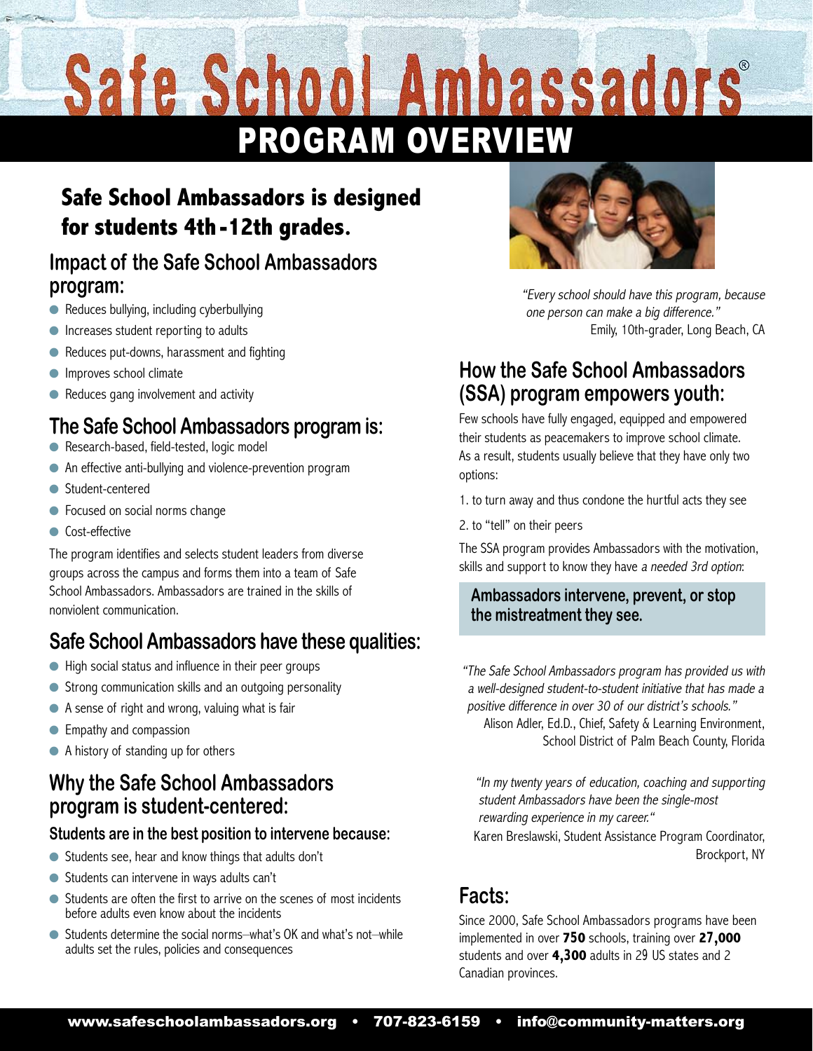# Safe School Ambassadors®

# PROGRAM OVERVIEW

## Safe School Ambassadors is designed for students 4th-12th grades.

### Impact of the Safe School Ambassadors program:

- Reduces bullying, including cyberbullying
- Increases student reporting to adults
- Reduces put-downs, harassment and fighting
- Improves school climate
- Reduces gang involvement and activity

### The Safe School Ambassadors program is:

- Research-based, field-tested, logic model
- An effective anti-bullying and violence-prevention program
- Student-centered
- Focused on social norms change
- Cost-effective

The program identifies and selects student leaders from diverse groups across the campus and forms them into a team of Safe School Ambassadors. Ambassadors are trained in the skills of nonviolent communication.

### Safe School Ambassadors have these qualities:

- High social status and influence in their peer groups
- Strong communication skills and an outgoing personality
- A sense of right and wrong, valuing what is fair
- Empathy and compassion
- A history of standing up for others

### Why the Safe School Ambassadors program is student-centered:

#### Students are in the best position to intervene because:

- Students see, hear and know things that adults don't
- Students can intervene in ways adults can't
- Students are often the first to arrive on the scenes of most incidents before adults even know about the incidents
- Students determine the social norms–what's OK and what's not–while adults set the rules, policies and consequences

*"Every school should have this program, because one person can make a big difference."*
Emily, 10th-grader, Long Beach, CA

### How the Safe School Ambassadors (SSA) program empowers youth:

Few schools have fully engaged, equipped and empowered their students as peacemakers to improve school climate. As a result, students usually believe that they have only two options:

1. to turn away and thus condone the hurtful acts they see
2. to "tell" on their peers

The SSA program provides Ambassadors with the motivation, skills and support to know they have *a needed 3rd option*:

**Ambassadors intervene, prevent, or stop the mistreatment they see.**

*"The Safe School Ambassadors program has provided us with a well-designed student-to-student initiative that has made a positive difference in over 30 of our district's schools."*
Alison Adler, Ed.D., Chief, Safety & Learning Environment, School District of Palm Beach County, Florida

*"In my twenty years of education, coaching and supporting student Ambassadors have been the single-most rewarding experience in my career."*
Karen Breslawski, Student Assistance Program Coordinator, Brockport, NY

### Facts:

Since 2000, Safe School Ambassadors programs have been implemented in over **750** schools, training over **27,000** students and over **4,300** adults in 29 US states and 2 Canadian provinces.

www.safeschoolambassadors.org • 707-823-6159 • info@community-matters.org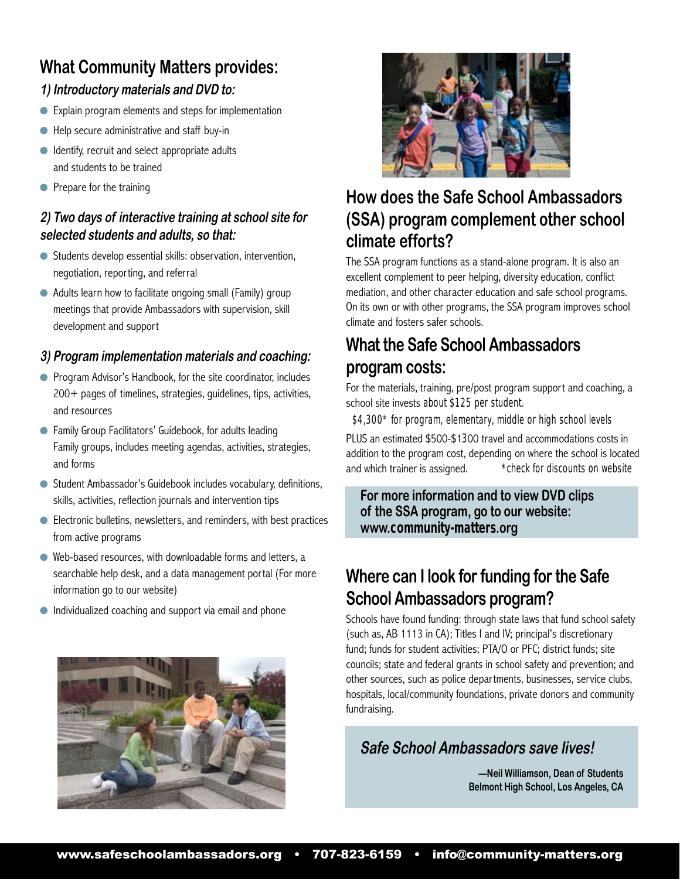## What Community Matters provides:

### *1) Introductory materials and DVD to:*

- Explain program elements and steps for implementation
- Help secure administrative and staff buy-in
- Identify, recruit and select appropriate adults and students to be trained
- Prepare for the training

### *2) Two days of interactive training at school site for selected students and adults, so that:*

- Students develop essential skills: observation, intervention, negotiation, reporting, and referral
- Adults learn how to facilitate ongoing small (Family) group meetings that provide Ambassadors with supervision, skill development and support

### *3) Program implementation materials and coaching:*

- Program Advisor's Handbook, for the site coordinator, includes 200+ pages of timelines, strategies, guidelines, tips, activities, and resources
- Family Group Facilitators' Guidebook, for adults leading Family groups, includes meeting agendas, activities, strategies, and forms
- Student Ambassador's Guidebook includes vocabulary, definitions, skills, activities, reflection journals and intervention tips
- Electronic bulletins, newsletters, and reminders, with best practices from active programs
- Web-based resources, with downloadable forms and letters, a searchable help desk, and a data management portal (For more information go to our website)
- Individualized coaching and support via email and phone

## How does the Safe School Ambassadors (SSA) program complement other school climate efforts?

The SSA program functions as a stand-alone program. It is also an excellent complement to peer helping, diversity education, conflict mediation, and other character education and safe school programs. On its own or with other programs, the SSA program improves school climate and fosters safer schools.

## What the Safe School Ambassadors program costs:

For the materials, training, pre/post program support and coaching, a school site invests about $125 per student.

$4,300* for program, elementary, middle or high school levels

PLUS an estimated $500-$1300 travel and accommodations costs in addition to the program cost, depending on where the school is located and which trainer is assigned. *check for discounts on website

**For more information and to view DVD clips of the SSA program, go to our website: www.community-matters.org**

## Where can I look for funding for the Safe School Ambassadors program?

Schools have found funding: through state laws that fund school safety (such as, AB 1113 in CA); Titles I and IV; principal's discretionary fund; funds for student activities; PTA/O or PFC; district funds; site councils; state and federal grants in school safety and prevention; and other sources, such as police departments, businesses, service clubs, hospitals, local/community foundations, private donors and community fundraising.

*Safe School Ambassadors save lives!*

**—Neil Williamson, Dean of Students**
**Belmont High School, Los Angeles, CA**

**www.safeschoolambassadors.org • 707-823-6159 • info@community-matters.org**